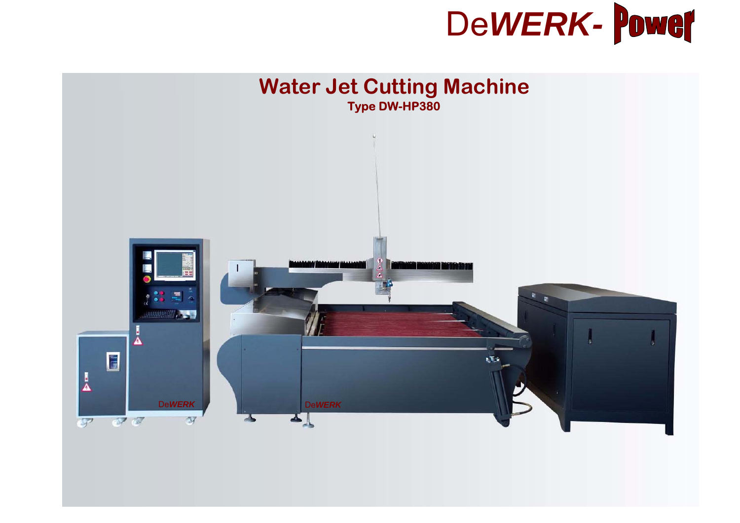DeWERK- Power

# Water Jet Cutting Machine

**Type DW-HP380**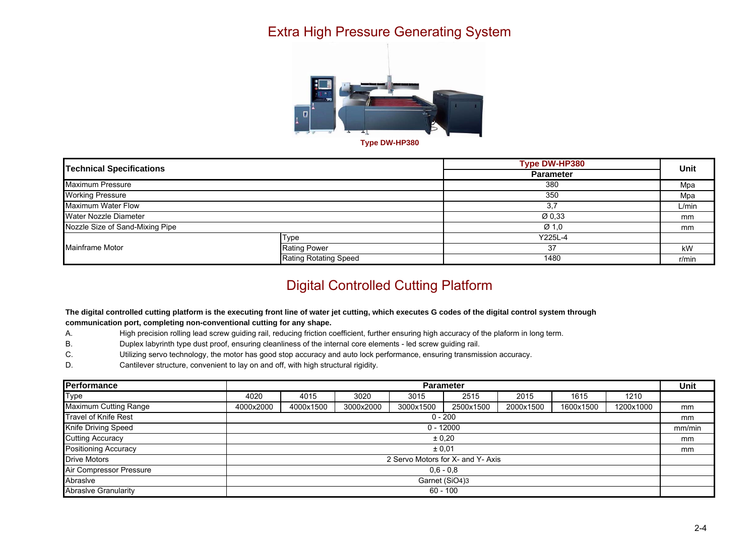# Extra High Pressure Generating System

Type DW-HP380

| Technical Specifications | | Type DW-HP380 Parameter | Unit |
|---|---|---|---|
| Maximum Pressure | | 380 | Mpa |
| Working Pressure | | 350 | Mpa |
| Maximum Water Flow | | 3,7 | L/min |
| Water Nozzle Diameter | | Ø 0,33 | mm |
| Nozzle Size of Sand-Mixing Pipe | | Ø 1,0 | mm |
| Mainframe Motor | Type | Y225L-4 | |
| | Rating Power | 37 | kW |
| | Rating Rotating Speed | 1480 | r/min |

# Digital Controlled Cutting Platform

**The digital controlled cutting platform is the executing front line of water jet cutting, which executes G codes of the digital control system through communication port, completing non-conventional cutting for any shape.**

A. High precision rolling lead screw guiding rail, reducing friction coefficient, further ensuring high accuracy of the plaform in long term.

B. Duplex labyrinth type dust proof, ensuring cleanliness of the internal core elements - led screw guiding rail.

C. Utilizing servo technology, the motor has good stop accuracy and auto lock performance, ensuring transmission accuracy.

D. Cantilever structure, convenient to lay on and off, with high structural rigidity.

| Performance | Parameter | | | | | | | | Unit |
|---|---|---|---|---|---|---|---|---|---|
| Type | 4020 | 4015 | 3020 | 3015 | 2515 | 2015 | 1615 | 1210 | |
| Maximum Cutting Range | 4000x2000 | 4000x1500 | 3000x2000 | 3000x1500 | 2500x1500 | 2000x1500 | 1600x1500 | 1200x1000 | mm |
| Travel of Knife Rest | 0 - 200 | | | | | | | | mm |
| Knife Driving Speed | 0 - 12000 | | | | | | | | mm/min |
| Cutting Accuracy | ± 0,20 | | | | | | | | mm |
| Positioning Accuracy | ± 0,01 | | | | | | | | mm |
| Drive Motors | 2 Servo Motors for X- and Y- Axis | | | | | | | | |
| Air Compressor Pressure | 0,6 - 0,8 | | | | | | | | |
| Abraslve | Garnet $(SiO_4)_3$ | | | | | | | | |
| Abraslve Granularity | 60 - 100 | | | | | | | | |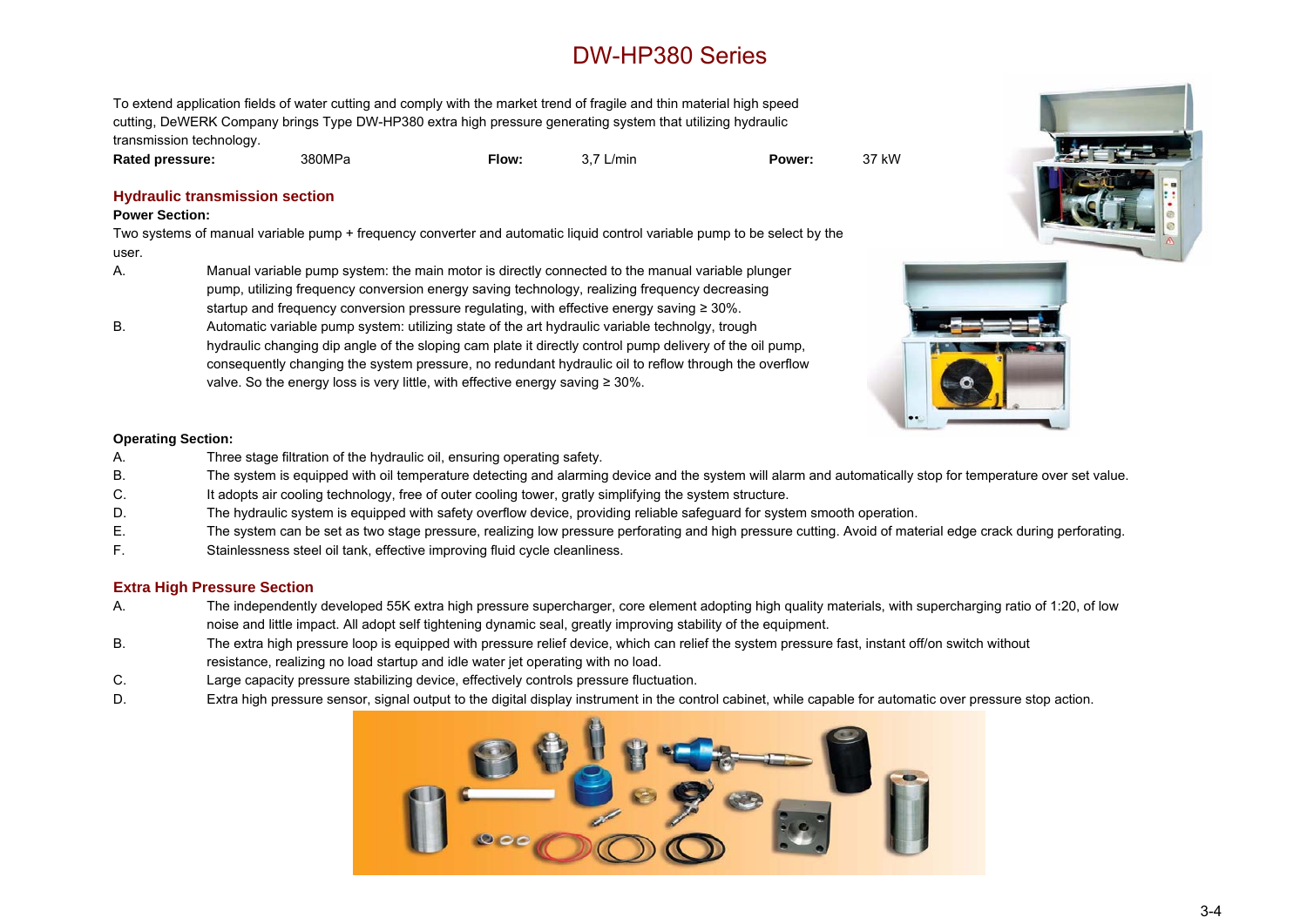# DW-HP380 Series

To extend application fields of water cutting and comply with the market trend of fragile and thin material high speed cutting, DeWERK Company brings Type DW-HP380 extra high pressure generating system that utilizing hydraulic transmission technology.

**Rated pressure:** 380MPa **Flow:** 3,7 L/min **Power:** 37 kW

## Hydraulic transmission section

**Power Section:**

Two systems of manual variable pump + frequency converter and automatic liquid control variable pump to be select by the user.

A. Manual variable pump system: the main motor is directly connected to the manual variable plunger pump, utilizing frequency conversion energy saving technology, realizing frequency decreasing startup and frequency conversion pressure regulating, with effective energy saving ≥ 30%.

B. Automatic variable pump system: utilizing state of the art hydraulic variable technolgy, trough hydraulic changing dip angle of the sloping cam plate it directly control pump delivery of the oil pump, consequently changing the system pressure, no redundant hydraulic oil to reflow through the overflow valve. So the energy loss is very little, with effective energy saving ≥ 30%.

**Operating Section:**

A. Three stage filtration of the hydraulic oil, ensuring operating safety.

B. The system is equipped with oil temperature detecting and alarming device and the system will alarm and automatically stop for temperature over set value.

C. It adopts air cooling technology, free of outer cooling tower, gratly simplifying the system structure.

D. The hydraulic system is equipped with safety overflow device, providing reliable safeguard for system smooth operation.

E. The system can be set as two stage pressure, realizing low pressure perforating and high pressure cutting. Avoid of material edge crack during perforating.

F. Stainlessness steel oil tank, effective improving fluid cycle cleanliness.

## Extra High Pressure Section

A. The independently developed 55K extra high pressure supercharger, core element adopting high quality materials, with supercharging ratio of 1:20, of low noise and little impact. All adopt self tightening dynamic seal, greatly improving stability of the equipment.

B. The extra high pressure loop is equipped with pressure relief device, which can relief the system pressure fast, instant off/on switch without resistance, realizing no load startup and idle water jet operating with no load.

C. Large capacity pressure stabilizing device, effectively controls pressure fluctuation.

D. Extra high pressure sensor, signal output to the digital display instrument in the control cabinet, while capable for automatic over pressure stop action.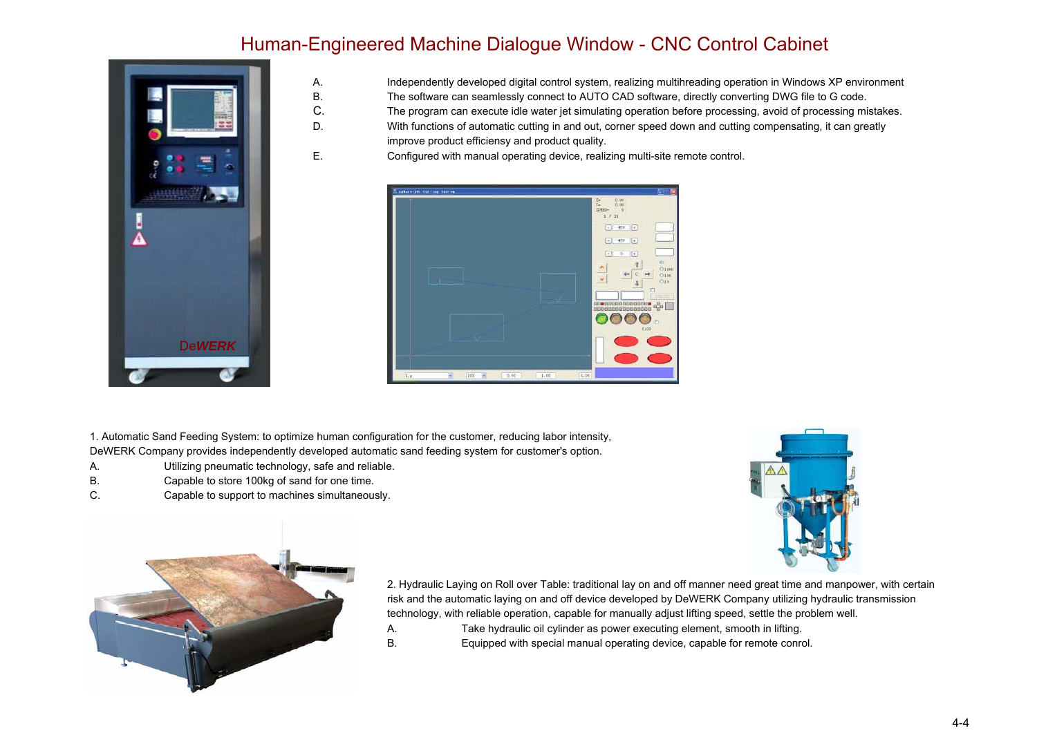# Human-Engineered Machine Dialogue Window - CNC Control Cabinet

A. Independently developed digital control system, realizing multihreading operation in Windows XP environment

B. The software can seamlessly connect to AUTO CAD software, directly converting DWG file to G code.

C. The program can execute idle water jet simulating operation before processing, avoid of processing mistakes.

D. With functions of automatic cutting in and out, corner speed down and cutting compensating, it can greatly improve product efficiensy and product quality.

E. Configured with manual operating device, realizing multi-site remote control.

1. Automatic Sand Feeding System: to optimize human configuration for the customer, reducing labor intensity, DeWERK Company provides independently developed automatic sand feeding system for customer's option.

A. Utilizing pneumatic technology, safe and reliable.

B. Capable to store 100kg of sand for one time.

C. Capable to support to machines simultaneously.

2. Hydraulic Laying on Roll over Table: traditional lay on and off manner need great time and manpower, with certain risk and the automatic laying on and off device developed by DeWERK Company utilizing hydraulic transmission technology, with reliable operation, capable for manually adjust lifting speed, settle the problem well.

A. Take hydraulic oil cylinder as power executing element, smooth in lifting.

B. Equipped with special manual operating device, capable for remote conrol.